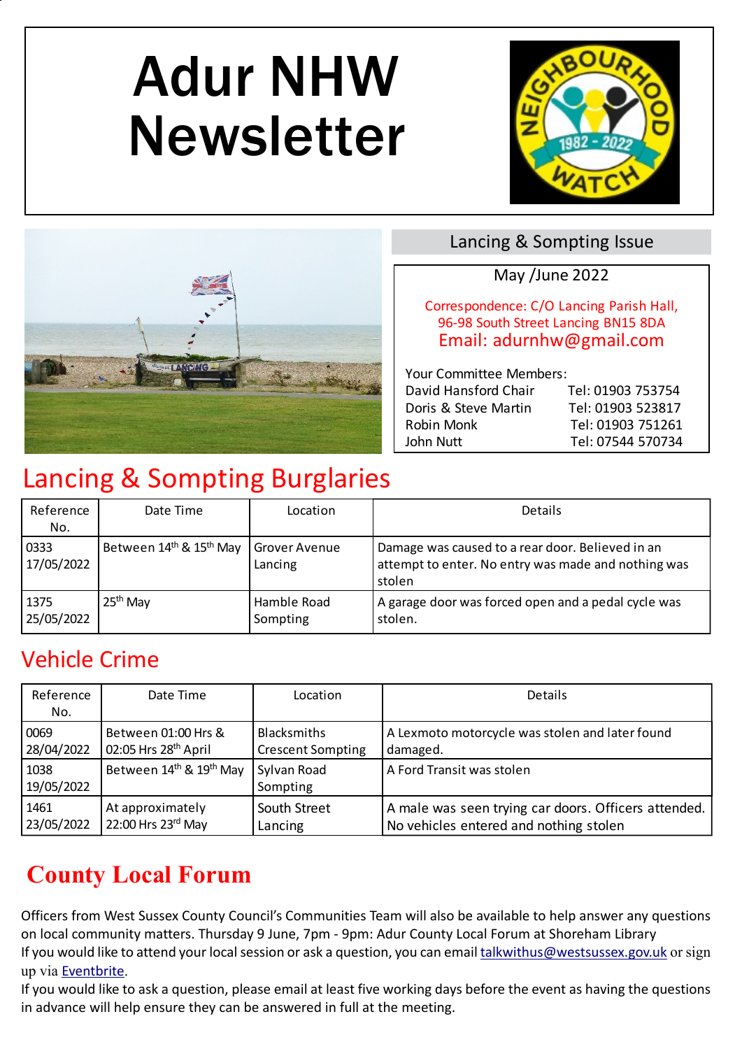# Adur NHW Newsletter

Lancing & Sompting Issue

May /June 2022

Correspondence: C/O Lancing Parish Hall, 96-98 South Street Lancing BN15 8DA
Email: adurnhw@gmail.com

Your Committee Members:

| | |
|---|---|
| David Hansford Chair | Tel: 01903 753754 |
| Doris & Steve Martin | Tel: 01903 523817 |
| Robin Monk | Tel: 01903 751261 |
| John Nutt | Tel: 07544 570734 |

## Lancing & Sompting Burglaries

| Reference No. | Date Time | Location | Details |
|---|---|---|---|
| 0333 17/05/2022 | Between 14th & 15th May | Grover Avenue Lancing | Damage was caused to a rear door. Believed in an attempt to enter. No entry was made and nothing was stolen |
| 1375 25/05/2022 | 25th May | Hamble Road Sompting | A garage door was forced open and a pedal cycle was stolen. |

## Vehicle Crime

| Reference No. | Date Time | Location | Details |
|---|---|---|---|
| 0069 28/04/2022 | Between 01:00 Hrs & 02:05 Hrs 28th April | Blacksmiths Crescent Sompting | A Lexmoto motorcycle was stolen and later found damaged. |
| 1038 19/05/2022 | Between 14th & 19th May | Sylvan Road Sompting | A Ford Transit was stolen |
| 1461 23/05/2022 | At approximately 22:00 Hrs 23rd May | South Street Lancing | A male was seen trying car doors. Officers attended. No vehicles entered and nothing stolen |

## County Local Forum

Officers from West Sussex County Council's Communities Team will also be available to help answer any questions on local community matters. Thursday 9 June, 7pm - 9pm: Adur County Local Forum at Shoreham Library

If you would like to attend your local session or ask a question, you can email talkwithus@westsussex.gov.uk or sign up via Eventbrite.

If you would like to ask a question, please email at least five working days before the event as having the questions in advance will help ensure they can be answered in full at the meeting.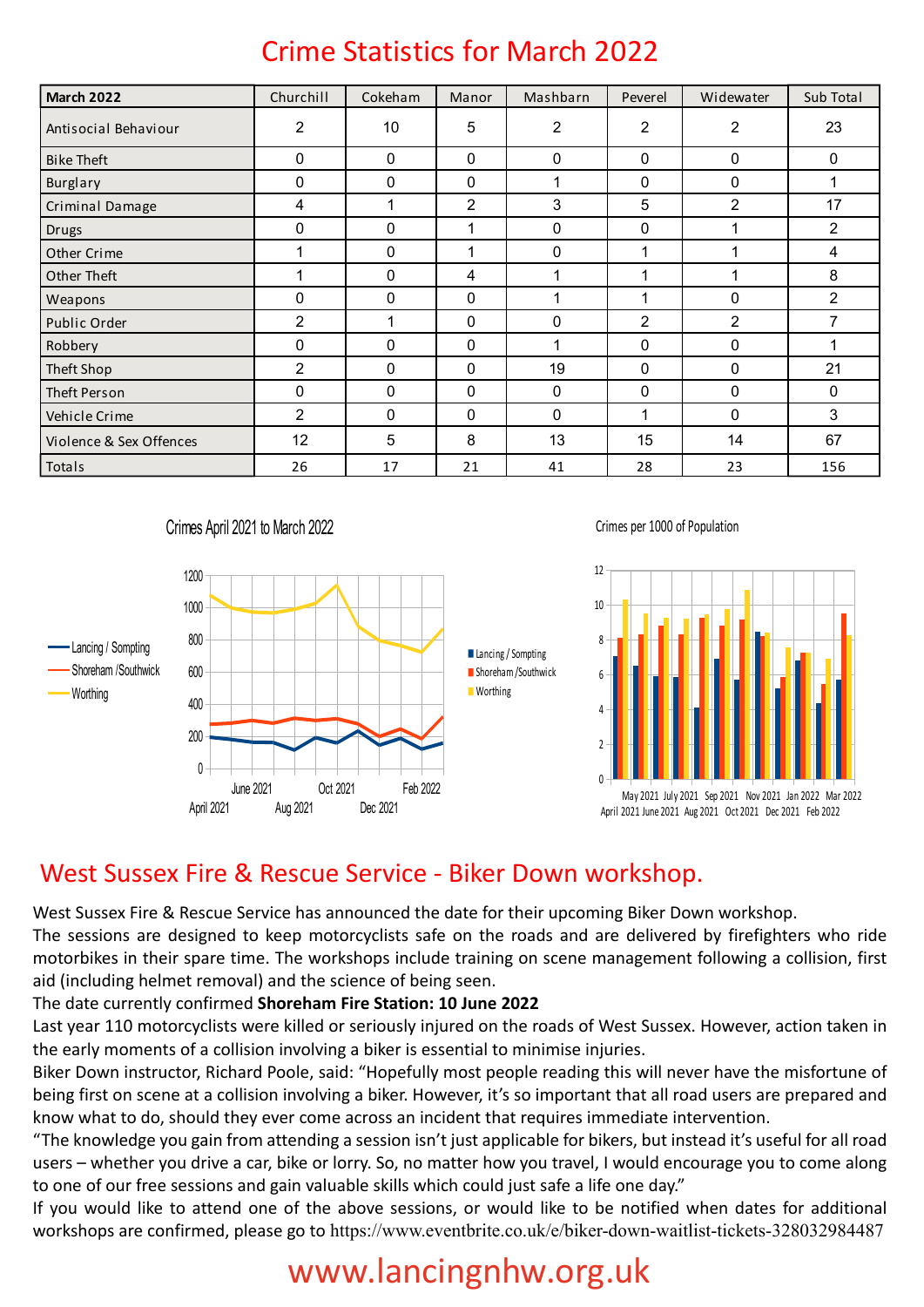# Crime Statistics for March 2022

| March 2022 | Churchill | Cokeham | Manor | Mashbarn | Peverel | Widewater | Sub Total |
|---|---|---|---|---|---|---|---|
| Antisocial Behaviour | 2 | 10 | 5 | 2 | 2 | 2 | 23 |
| Bike Theft | 0 | 0 | 0 | 0 | 0 | 0 | 0 |
| Burglary | 0 | 0 | 0 | 1 | 0 | 0 | 1 |
| Criminal Damage | 4 | 1 | 2 | 3 | 5 | 2 | 17 |
| Drugs | 0 | 0 | 1 | 0 | 0 | 1 | 2 |
| Other Crime | 1 | 0 | 1 | 0 | 1 | 1 | 4 |
| Other Theft | 1 | 0 | 4 | 1 | 1 | 1 | 8 |
| Weapons | 0 | 0 | 0 | 1 | 1 | 0 | 2 |
| Public Order | 2 | 1 | 0 | 0 | 2 | 2 | 7 |
| Robbery | 0 | 0 | 0 | 1 | 0 | 0 | 1 |
| Theft Shop | 2 | 0 | 0 | 19 | 0 | 0 | 21 |
| Theft Person | 0 | 0 | 0 | 0 | 0 | 0 | 0 |
| Vehicle Crime | 2 | 0 | 0 | 0 | 1 | 0 | 3 |
| Violence & Sex Offences | 12 | 5 | 8 | 13 | 15 | 14 | 67 |
| Totals | 26 | 17 | 21 | 41 | 28 | 23 | 156 |

Crimes April 2021 to March 2022

Lancing / Sompting
Shoreham /Southwick
Worthing

1200
1000
800
600
400
200
0

April 2021 June 2021 Aug 2021 Oct 2021 Dec 2021 Feb 2022

Crimes per 1000 of Population

Lancing / Sompting
Shoreham /Southwick
Worthing

12
10
8
6
4
2
0

April 2021 May 2021 June 2021 July 2021 Aug 2021 Sep 2021 Oct 2021 Nov 2021 Dec 2021 Jan 2022 Feb 2022 Mar 2022

## West Sussex Fire & Rescue Service - Biker Down workshop.

West Sussex Fire & Rescue Service has announced the date for their upcoming Biker Down workshop.

The sessions are designed to keep motorcyclists safe on the roads and are delivered by firefighters who ride motorbikes in their spare time. The workshops include training on scene management following a collision, first aid (including helmet removal) and the science of being seen.

The date currently confirmed **Shoreham Fire Station: 10 June 2022**

Last year 110 motorcyclists were killed or seriously injured on the roads of West Sussex. However, action taken in the early moments of a collision involving a biker is essential to minimise injuries.

Biker Down instructor, Richard Poole, said: "Hopefully most people reading this will never have the misfortune of being first on scene at a collision involving a biker. However, it's so important that all road users are prepared and know what to do, should they ever come across an incident that requires immediate intervention.

"The knowledge you gain from attending a session isn't just applicable for bikers, but instead it's useful for all road users – whether you drive a car, bike or lorry. So, no matter how you travel, I would encourage you to come along to one of our free sessions and gain valuable skills which could just safe a life one day."

If you would like to attend one of the above sessions, or would like to be notified when dates for additional workshops are confirmed, please go to https://www.eventbrite.co.uk/e/biker-down-waitlist-tickets-328032984487

www.lancingnhw.org.uk